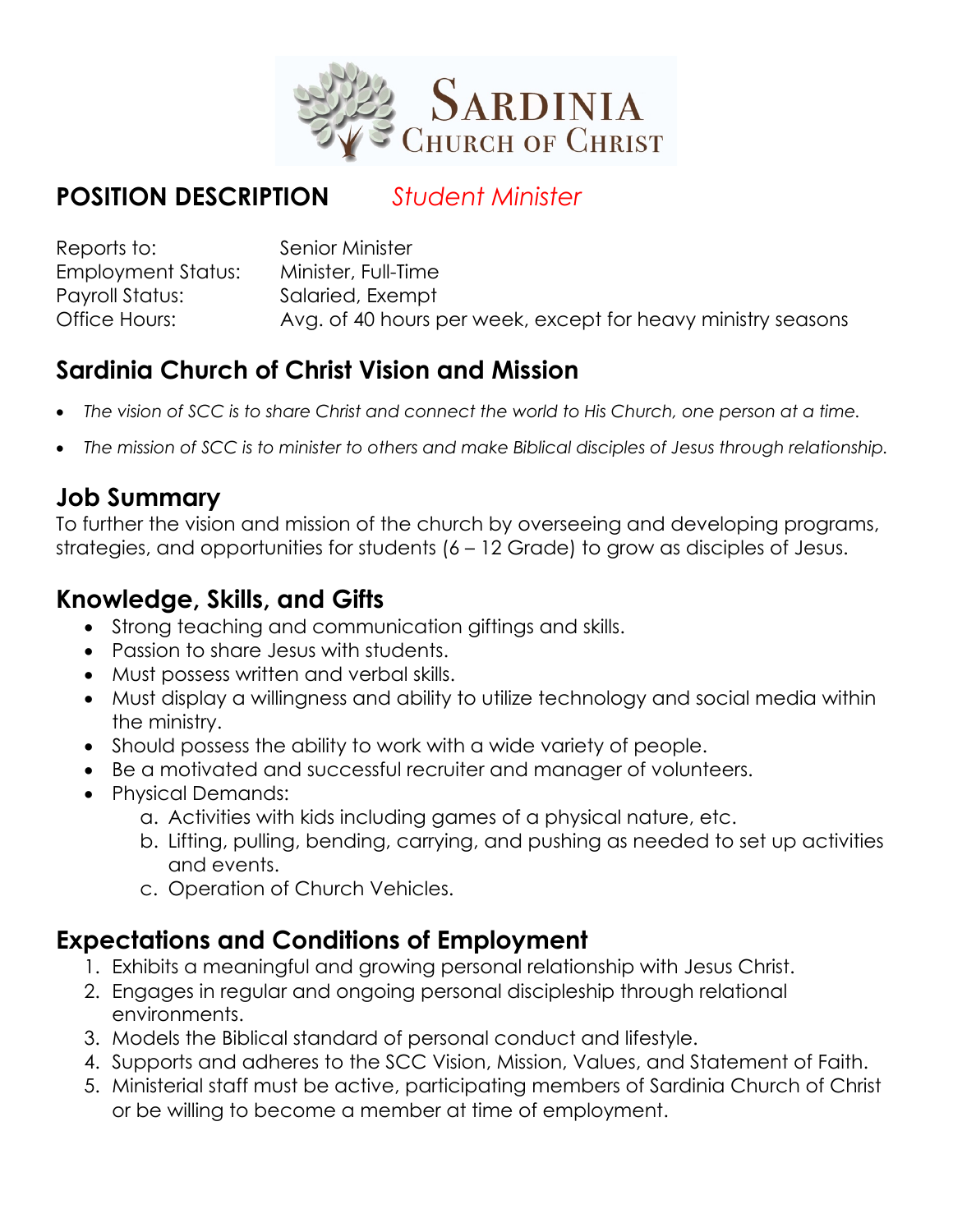# Sardinia Church of Christ

## POSITION DESCRIPTION *Student Minister*

Reports to: Senior Minister
Employment Status: Minister, Full-Time
Payroll Status: Salaried, Exempt
Office Hours: Avg. of 40 hours per week, except for heavy ministry seasons

## Sardinia Church of Christ Vision and Mission

- *The vision of SCC is to share Christ and connect the world to His Church, one person at a time.*
- *The mission of SCC is to minister to others and make Biblical disciples of Jesus through relationship.*

## Job Summary

To further the vision and mission of the church by overseeing and developing programs, strategies, and opportunities for students (6 – 12 Grade) to grow as disciples of Jesus.

## Knowledge, Skills, and Gifts

- Strong teaching and communication giftings and skills.
- Passion to share Jesus with students.
- Must possess written and verbal skills.
- Must display a willingness and ability to utilize technology and social media within the ministry.
- Should possess the ability to work with a wide variety of people.
- Be a motivated and successful recruiter and manager of volunteers.
- Physical Demands:
    a. Activities with kids including games of a physical nature, etc.
    b. Lifting, pulling, bending, carrying, and pushing as needed to set up activities and events.
    c. Operation of Church Vehicles.

## Expectations and Conditions of Employment

1. Exhibits a meaningful and growing personal relationship with Jesus Christ.
2. Engages in regular and ongoing personal discipleship through relational environments.
3. Models the Biblical standard of personal conduct and lifestyle.
4. Supports and adheres to the SCC Vision, Mission, Values, and Statement of Faith.
5. Ministerial staff must be active, participating members of Sardinia Church of Christ or be willing to become a member at time of employment.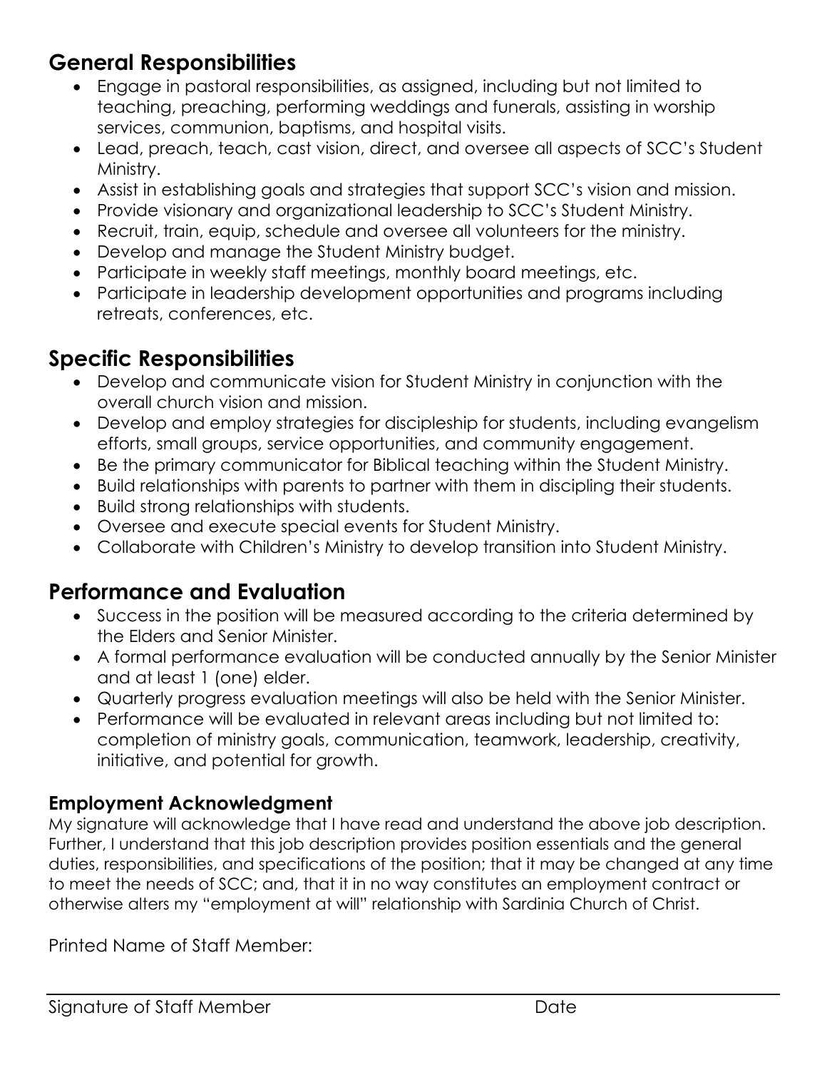## General Responsibilities

- Engage in pastoral responsibilities, as assigned, including but not limited to teaching, preaching, performing weddings and funerals, assisting in worship services, communion, baptisms, and hospital visits.
- Lead, preach, teach, cast vision, direct, and oversee all aspects of SCC's Student Ministry.
- Assist in establishing goals and strategies that support SCC's vision and mission.
- Provide visionary and organizational leadership to SCC's Student Ministry.
- Recruit, train, equip, schedule and oversee all volunteers for the ministry.
- Develop and manage the Student Ministry budget.
- Participate in weekly staff meetings, monthly board meetings, etc.
- Participate in leadership development opportunities and programs including retreats, conferences, etc.

## Specific Responsibilities

- Develop and communicate vision for Student Ministry in conjunction with the overall church vision and mission.
- Develop and employ strategies for discipleship for students, including evangelism efforts, small groups, service opportunities, and community engagement.
- Be the primary communicator for Biblical teaching within the Student Ministry.
- Build relationships with parents to partner with them in discipling their students.
- Build strong relationships with students.
- Oversee and execute special events for Student Ministry.
- Collaborate with Children's Ministry to develop transition into Student Ministry.

## Performance and Evaluation

- Success in the position will be measured according to the criteria determined by the Elders and Senior Minister.
- A formal performance evaluation will be conducted annually by the Senior Minister and at least 1 (one) elder.
- Quarterly progress evaluation meetings will also be held with the Senior Minister.
- Performance will be evaluated in relevant areas including but not limited to: completion of ministry goals, communication, teamwork, leadership, creativity, initiative, and potential for growth.

### Employment Acknowledgment

My signature will acknowledge that I have read and understand the above job description. Further, I understand that this job description provides position essentials and the general duties, responsibilities, and specifications of the position; that it may be changed at any time to meet the needs of SCC; and, that it in no way constitutes an employment contract or otherwise alters my "employment at will" relationship with Sardinia Church of Christ.

Printed Name of Staff Member:

Signature of Staff Member Date